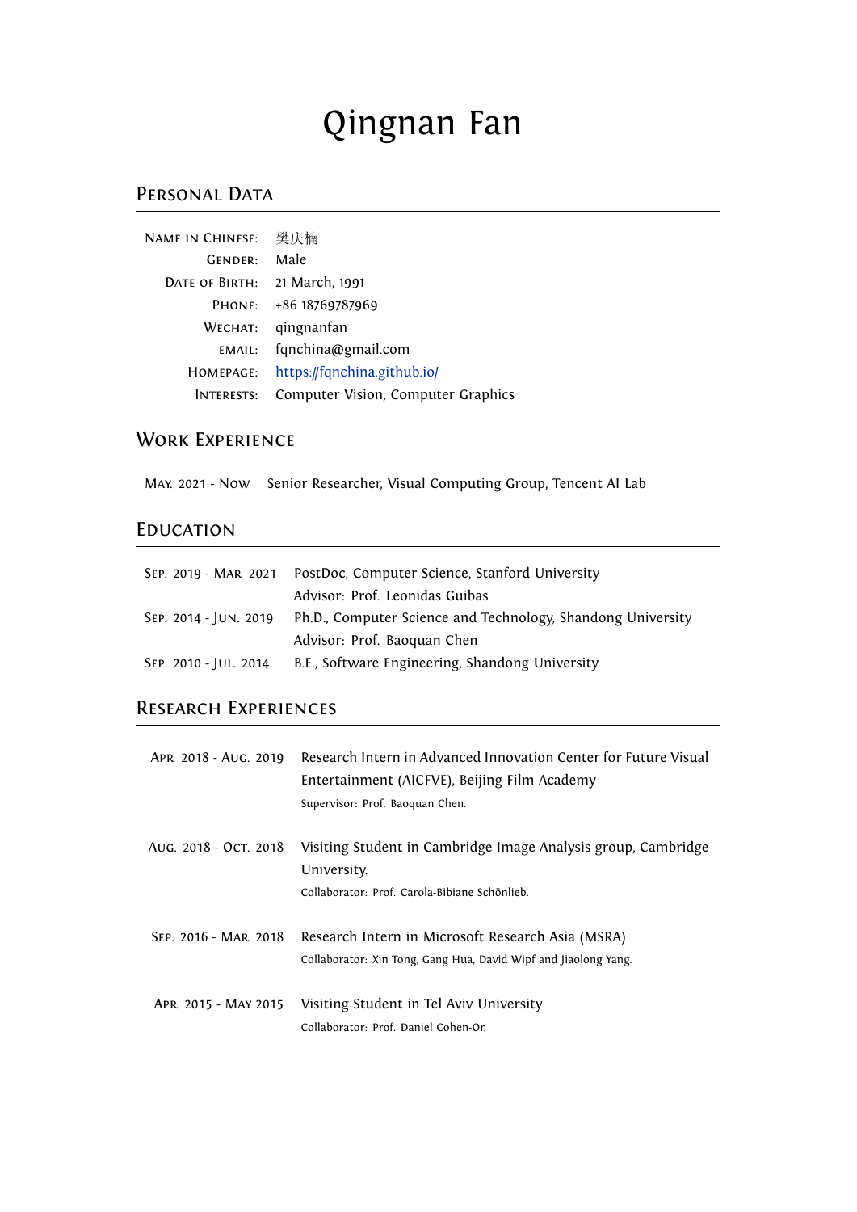# Qingnan Fan

## Personal Data

| | |
|---|---|
| Name in Chinese: | 樊庆楠 |
| Gender: | Male |
| Date of Birth: | 21 March, 1991 |
| Phone: | +86 18769787969 |
| WeChat: | qingnanfan |
| email: | fqnchina@gmail.com |
| Homepage: | https://fqnchina.github.io/ |
| Interests: | Computer Vision, Computer Graphics |

## Work Experience

May. 2021 - Now  Senior Researcher, Visual Computing Group, Tencent AI Lab

## Education

| | |
|---|---|
| Sep. 2019 - Mar. 2021 | PostDoc, Computer Science, Stanford University<br>Advisor: Prof. Leonidas Guibas |
| Sep. 2014 - Jun. 2019 | Ph.D., Computer Science and Technology, Shandong University<br>Advisor: Prof. Baoquan Chen |
| Sep. 2010 - Jul. 2014 | B.E., Software Engineering, Shandong University |

## Research Experiences

**Apr. 2018 - Aug. 2019**
Research Intern in Advanced Innovation Center for Future Visual Entertainment (AICFVE), Beijing Film Academy
Supervisor: Prof. Baoquan Chen.

**Aug. 2018 - Oct. 2018**
Visiting Student in Cambridge Image Analysis group, Cambridge University.
Collaborator: Prof. Carola-Bibiane Schönlieb.

**Sep. 2016 - Mar. 2018**
Research Intern in Microsoft Research Asia (MSRA)
Collaborator: Xin Tong, Gang Hua, David Wipf and Jiaolong Yang.

**Apr. 2015 - May 2015**
Visiting Student in Tel Aviv University
Collaborator: Prof. Daniel Cohen-Or.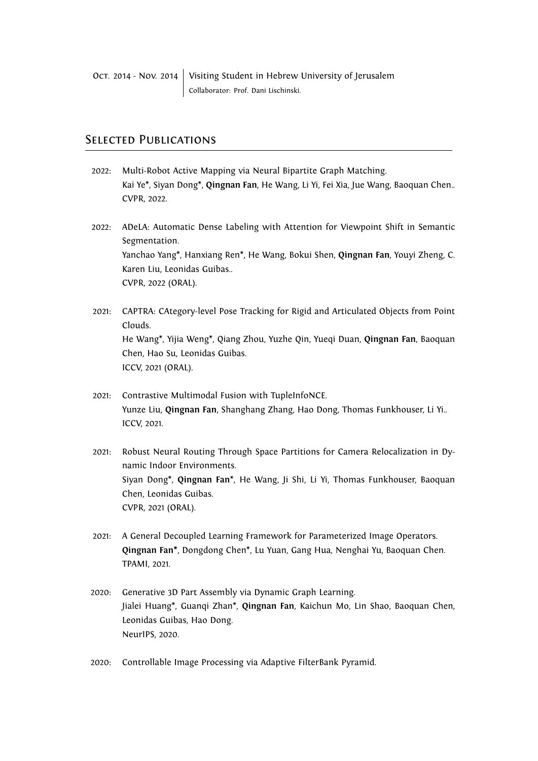Oct. 2014 - Nov. 2014 | Visiting Student in Hebrew University of Jerusalem
Collaborator: Prof. Dani Lischinski.

## Selected Publications

2022: Multi-Robot Active Mapping via Neural Bipartite Graph Matching.
Kai Ye*, Siyan Dong*, **Qingnan Fan**, He Wang, Li Yi, Fei Xia, Jue Wang, Baoquan Chen..
CVPR, 2022.

2022: ADeLA: Automatic Dense Labeling with Attention for Viewpoint Shift in Semantic Segmentation.
Yanchao Yang*, Hanxiang Ren*, He Wang, Bokui Shen, **Qingnan Fan**, Youyi Zheng, C. Karen Liu, Leonidas Guibas..
CVPR, 2022 (ORAL).

2021: CAPTRA: CAtegory-level Pose Tracking for Rigid and Articulated Objects from Point Clouds.
He Wang*, Yijia Weng*, Qiang Zhou, Yuzhe Qin, Yueqi Duan, **Qingnan Fan**, Baoquan Chen, Hao Su, Leonidas Guibas.
ICCV, 2021 (ORAL).

2021: Contrastive Multimodal Fusion with TupleInfoNCE.
Yunze Liu, **Qingnan Fan**, Shanghang Zhang, Hao Dong, Thomas Funkhouser, Li Yi..
ICCV, 2021.

2021: Robust Neural Routing Through Space Partitions for Camera Relocalization in Dynamic Indoor Environments.
Siyan Dong*, **Qingnan Fan***, He Wang, Ji Shi, Li Yi, Thomas Funkhouser, Baoquan Chen, Leonidas Guibas.
CVPR, 2021 (ORAL).

2021: A General Decoupled Learning Framework for Parameterized Image Operators.
**Qingnan Fan***, Dongdong Chen*, Lu Yuan, Gang Hua, Nenghai Yu, Baoquan Chen.
TPAMI, 2021.

2020: Generative 3D Part Assembly via Dynamic Graph Learning.
Jialei Huang*, Guanqi Zhan*, **Qingnan Fan**, Kaichun Mo, Lin Shao, Baoquan Chen, Leonidas Guibas, Hao Dong.
NeurIPS, 2020.

2020: Controllable Image Processing via Adaptive FilterBank Pyramid.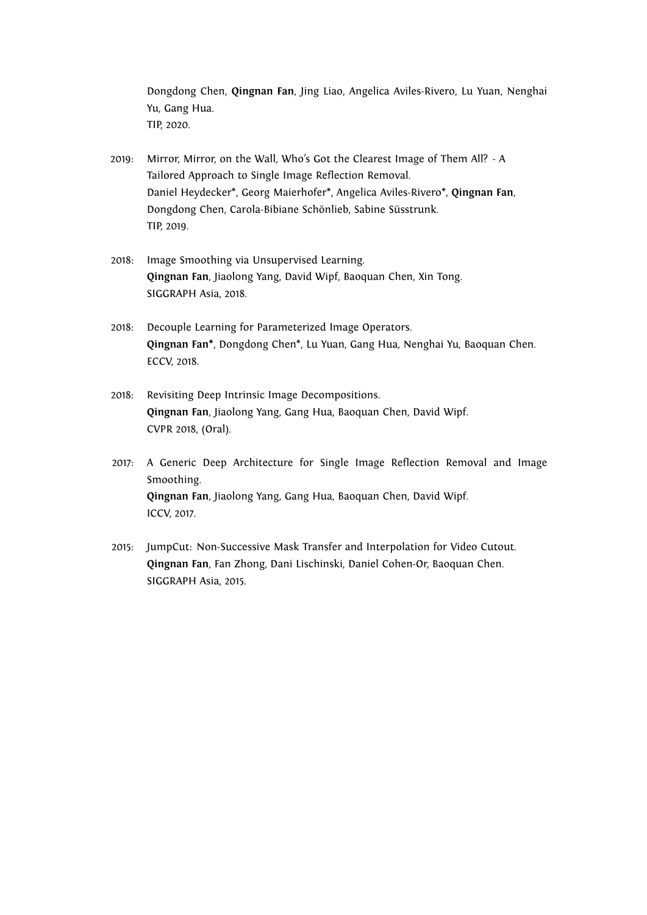Dongdong Chen, **Qingnan Fan**, Jing Liao, Angelica Aviles-Rivero, Lu Yuan, Nenghai Yu, Gang Hua.
TIP, 2020.

2019: Mirror, Mirror, on the Wall, Who's Got the Clearest Image of Them All? - A Tailored Approach to Single Image Reflection Removal.
Daniel Heydecker*, Georg Maierhofer*, Angelica Aviles-Rivero*, **Qingnan Fan**, Dongdong Chen, Carola-Bibiane Schönlieb, Sabine Süsstrunk.
TIP, 2019.

2018: Image Smoothing via Unsupervised Learning.
**Qingnan Fan**, Jiaolong Yang, David Wipf, Baoquan Chen, Xin Tong.
SIGGRAPH Asia, 2018.

2018: Decouple Learning for Parameterized Image Operators.
**Qingnan Fan***, Dongdong Chen*, Lu Yuan, Gang Hua, Nenghai Yu, Baoquan Chen.
ECCV, 2018.

2018: Revisiting Deep Intrinsic Image Decompositions.
**Qingnan Fan**, Jiaolong Yang, Gang Hua, Baoquan Chen, David Wipf.
CVPR 2018, (Oral).

2017: A Generic Deep Architecture for Single Image Reflection Removal and Image Smoothing.
**Qingnan Fan**, Jiaolong Yang, Gang Hua, Baoquan Chen, David Wipf.
ICCV, 2017.

2015: JumpCut: Non-Successive Mask Transfer and Interpolation for Video Cutout.
**Qingnan Fan**, Fan Zhong, Dani Lischinski, Daniel Cohen-Or, Baoquan Chen.
SIGGRAPH Asia, 2015.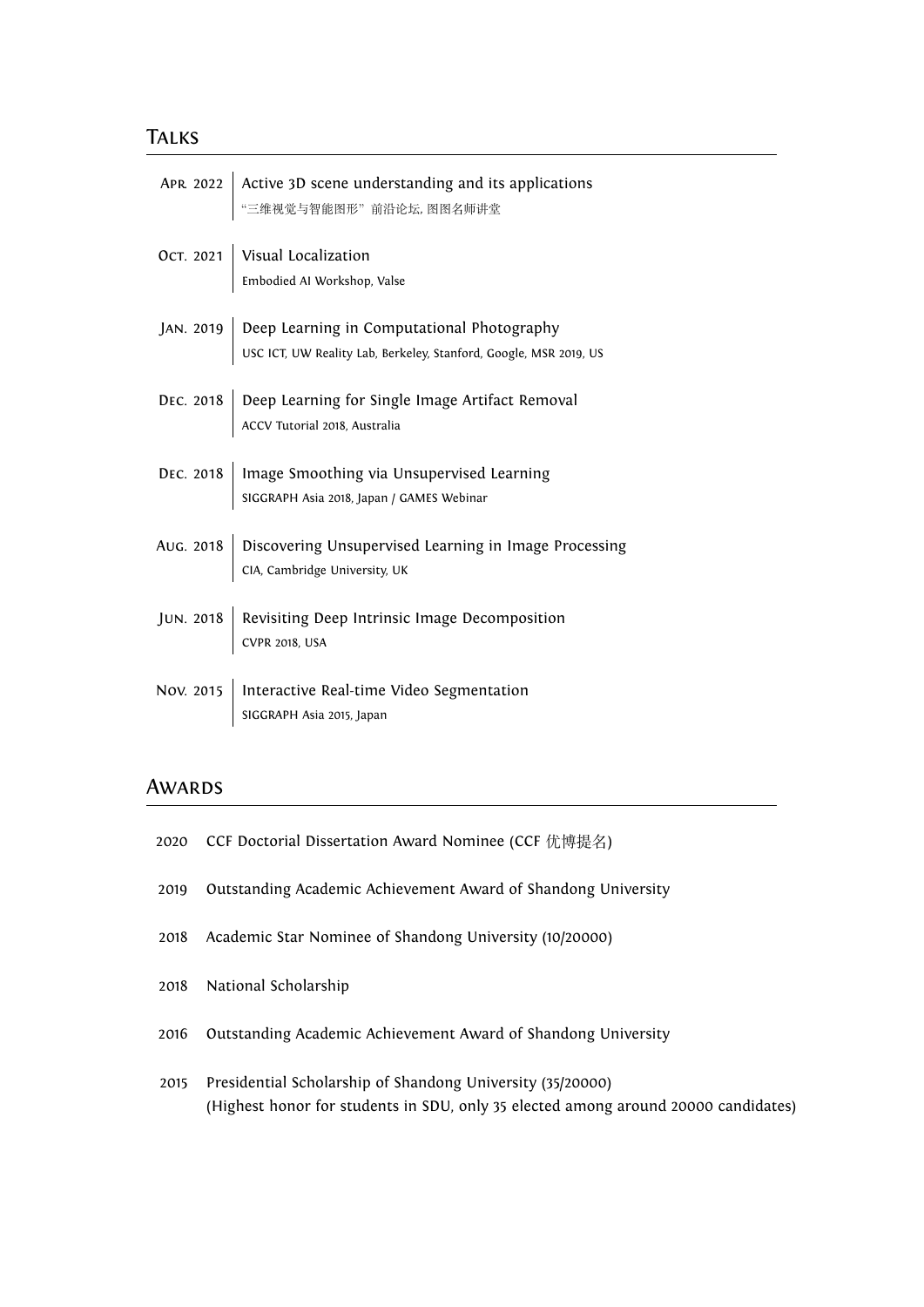## Talks

- **Apr. 2022** — Active 3D scene understanding and its applications
  "三维视觉与智能图形" 前沿论坛, 图图名师讲堂

- **Oct. 2021** — Visual Localization
  Embodied AI Workshop, Valse

- **Jan. 2019** — Deep Learning in Computational Photography
  USC ICT, UW Reality Lab, Berkeley, Stanford, Google, MSR 2019, US

- **Dec. 2018** — Deep Learning for Single Image Artifact Removal
  ACCV Tutorial 2018, Australia

- **Dec. 2018** — Image Smoothing via Unsupervised Learning
  SIGGRAPH Asia 2018, Japan / GAMES Webinar

- **Aug. 2018** — Discovering Unsupervised Learning in Image Processing
  CIA, Cambridge University, UK

- **Jun. 2018** — Revisiting Deep Intrinsic Image Decomposition
  CVPR 2018, USA

- **Nov. 2015** — Interactive Real-time Video Segmentation
  SIGGRAPH Asia 2015, Japan

## Awards

- **2020** CCF Doctorial Dissertation Award Nominee (CCF 优博提名)
- **2019** Outstanding Academic Achievement Award of Shandong University
- **2018** Academic Star Nominee of Shandong University (10/20000)
- **2018** National Scholarship
- **2016** Outstanding Academic Achievement Award of Shandong University
- **2015** Presidential Scholarship of Shandong University (35/20000)
  (Highest honor for students in SDU, only 35 elected among around 20000 candidates)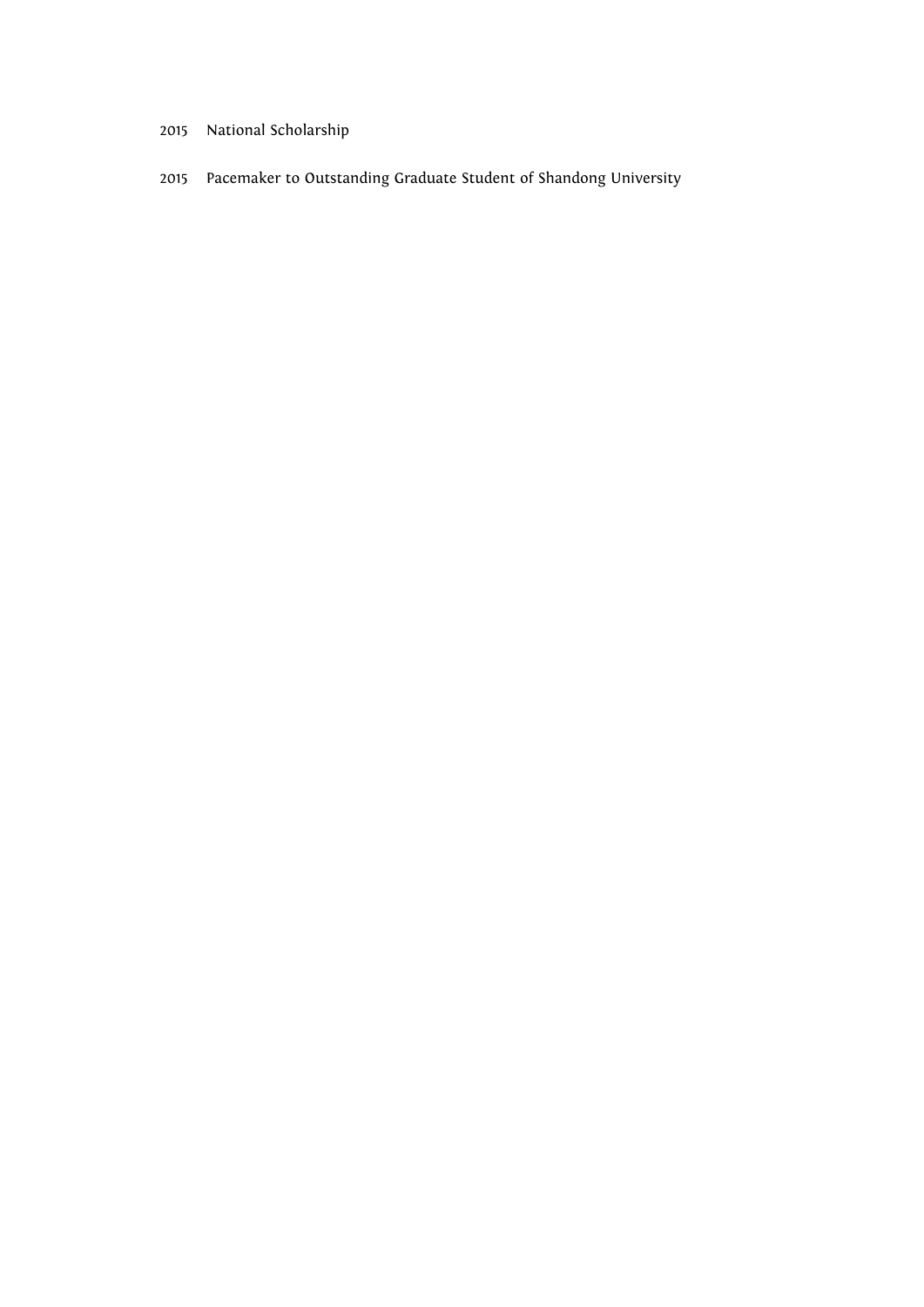2015 National Scholarship

2015 Pacemaker to Outstanding Graduate Student of Shandong University